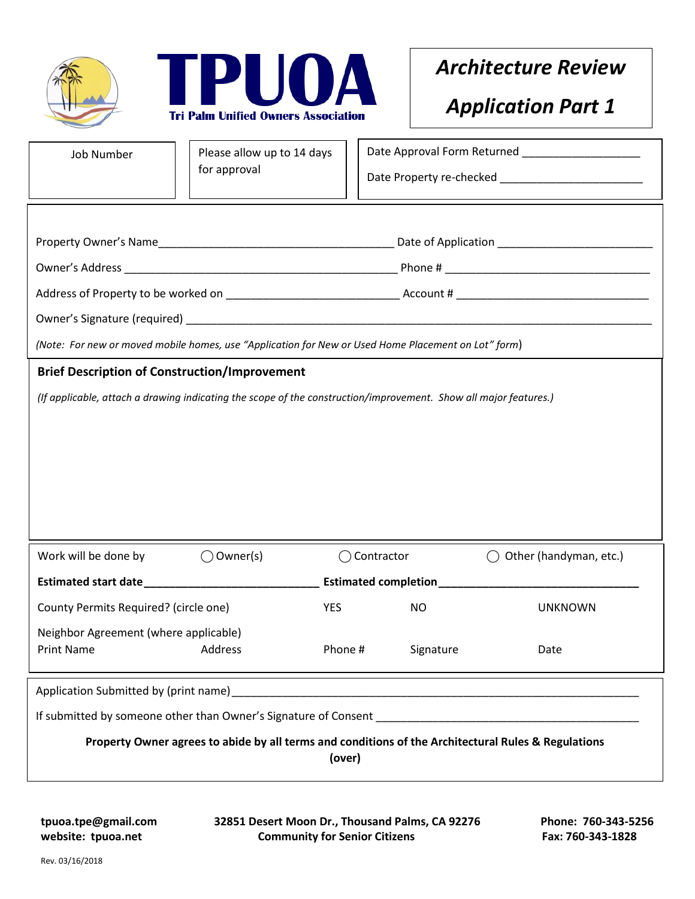# TPUOA

**Tri Palm Unified Owners Association**

## *Architecture Review Application Part 1*

| Job Number | Please allow up to 14 days for approval | Date Approval Form Returned ___________________ <br> Date Property re-checked _______________________ |
|---|---|---|

Property Owner's Name______________________________________ Date of Application _________________________

Owner's Address ___________________________________________ Phone # _________________________________

Address of Property to be worked on ___________________________ Account # _______________________________

Owner's Signature (required) ______________________________________________________________________

*(Note: For new or moved mobile homes, use "Application for New or Used Home Placement on Lot" form)*

**Brief Description of Construction/Improvement**

*(If applicable, attach a drawing indicating the scope of the construction/improvement. Show all major features.)*

Work will be done by ◯ Owner(s) ◯ Contractor ◯ Other (handyman, etc.)

**Estimated start date___________________________ Estimated completion________________________________**

County Permits Required? (circle one) YES NO UNKNOWN

Neighbor Agreement (where applicable)

| Print Name | Address | Phone # | Signature | Date |
|---|---|---|---|---|

Application Submitted by (print name)_________________________________________________________________

If submitted by someone other than Owner's Signature of Consent ___________________________________________

**Property Owner agrees to abide by all terms and conditions of the Architectural Rules & Regulations (over)**

**tpuoa.tpe@gmail.com**
**website: tpuoa.net**

**32851 Desert Moon Dr., Thousand Palms, CA 92276**
**Community for Senior Citizens**

**Phone: 760-343-5256**
**Fax: 760-343-1828**

Rev. 03/16/2018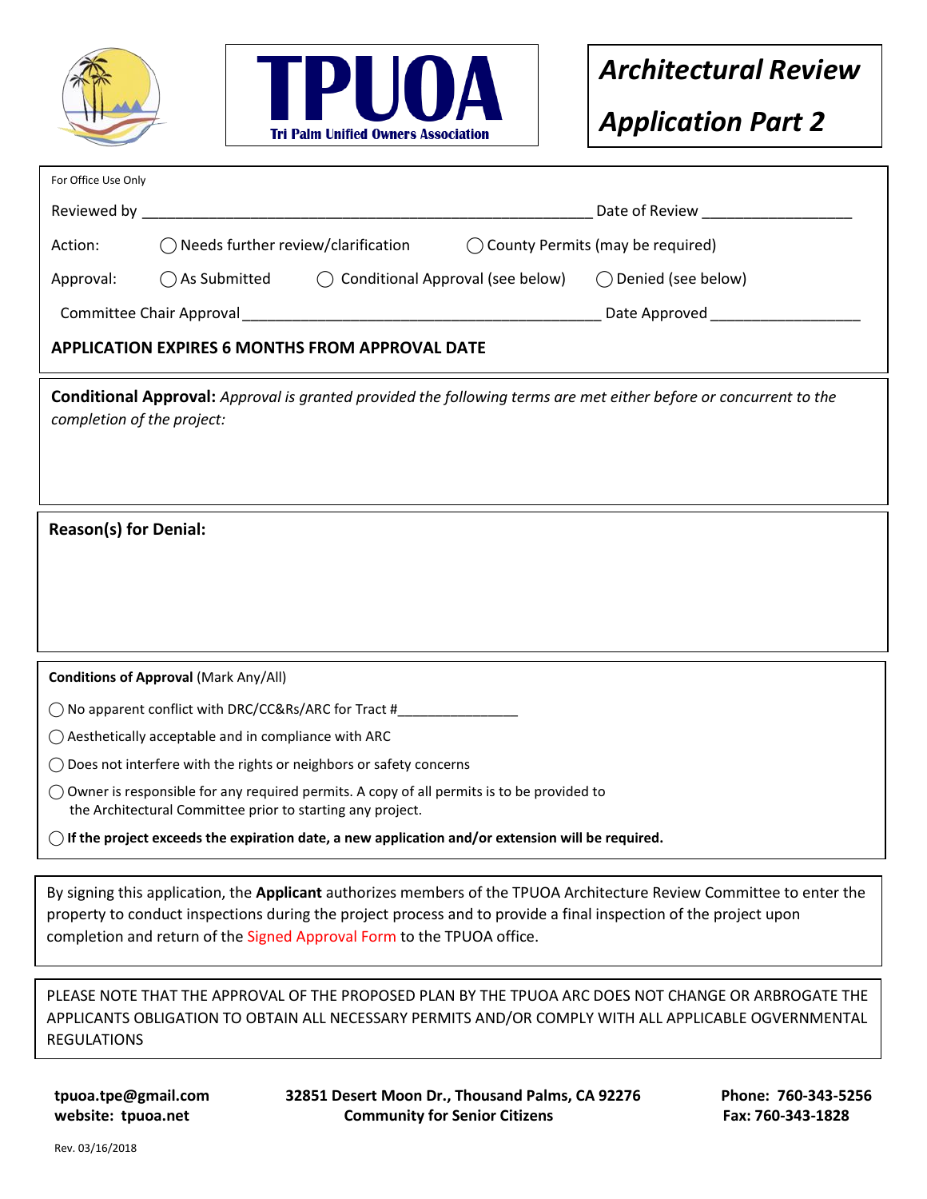TPUOA

Tri Palm Unified Owners Association

# Architectural Review Application Part 2

For Office Use Only

Reviewed by ______________________________________________________ Date of Review _________________

Action: ◯ Needs further review/clarification ◯ County Permits (may be required)

Approval: ◯ As Submitted ◯ Conditional Approval (see below) ◯ Denied (see below)

Committee Chair Approval ___________________________________________ Date Approved _________________

**APPLICATION EXPIRES 6 MONTHS FROM APPROVAL DATE**

**Conditional Approval:** *Approval is granted provided the following terms are met either before or concurrent to the completion of the project:*

**Reason(s) for Denial:**

**Conditions of Approval** (Mark Any/All)

◯ No apparent conflict with DRC/CC&Rs/ARC for Tract #_______________

◯ Aesthetically acceptable and in compliance with ARC

◯ Does not interfere with the rights or neighbors or safety concerns

◯ Owner is responsible for any required permits. A copy of all permits is to be provided to the Architectural Committee prior to starting any project.

◯ **If the project exceeds the expiration date, a new application and/or extension will be required.**

By signing this application, the **Applicant** authorizes members of the TPUOA Architecture Review Committee to enter the property to conduct inspections during the project process and to provide a final inspection of the project upon completion and return of the Signed Approval Form to the TPUOA office.

PLEASE NOTE THAT THE APPROVAL OF THE PROPOSED PLAN BY THE TPUOA ARC DOES NOT CHANGE OR ARBROGATE THE APPLICANTS OBLIGATION TO OBTAIN ALL NECESSARY PERMITS AND/OR COMPLY WITH ALL APPLICABLE OGVERNMENTAL REGULATIONS

**tpuoa.tpe@gmail.com**
**website: tpuoa.net**

**32851 Desert Moon Dr., Thousand Palms, CA 92276**
**Community for Senior Citizens**

**Phone: 760-343-5256**
**Fax: 760-343-1828**

Rev. 03/16/2018